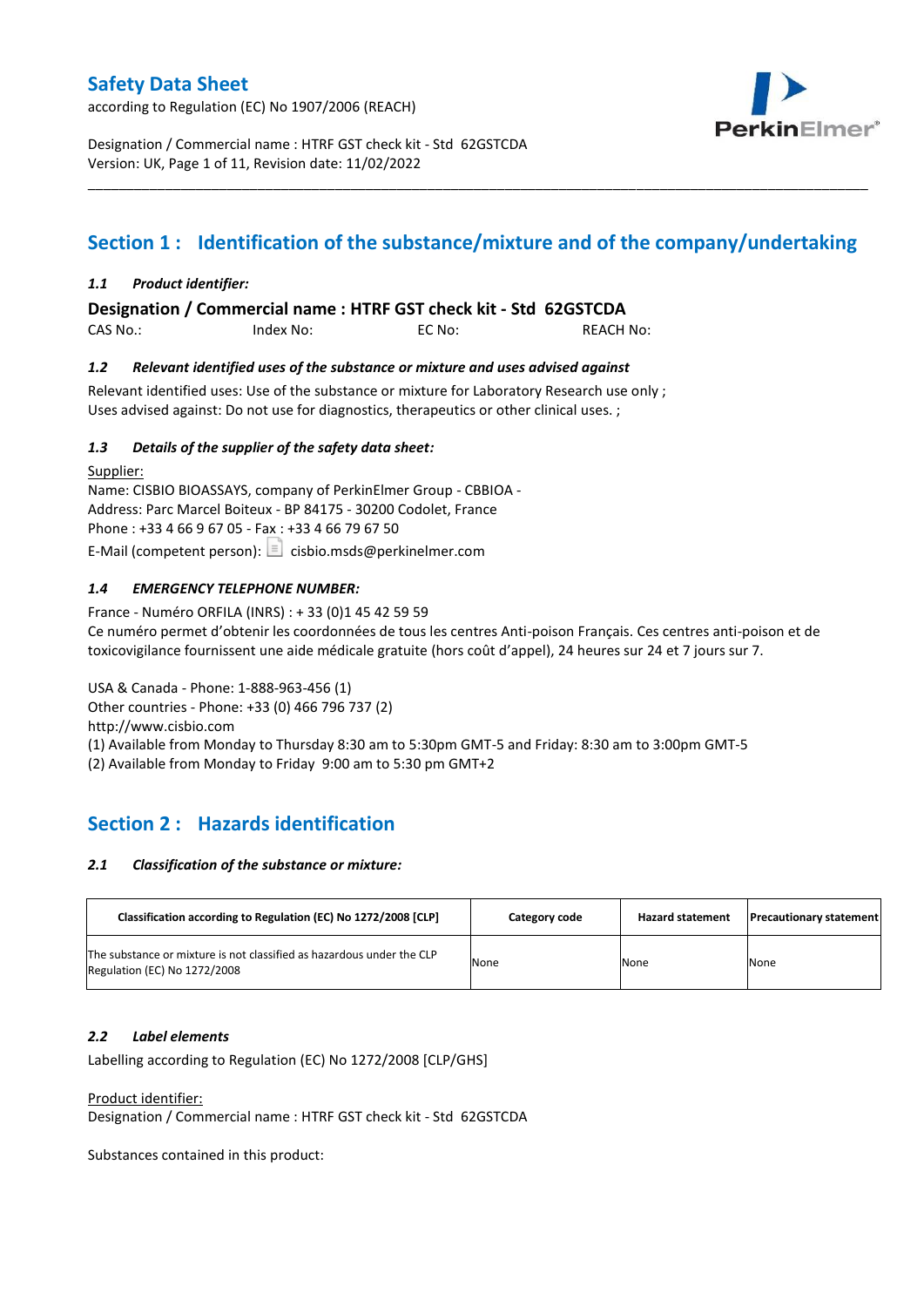# Safety Data Sheet

according to Regulation (EC) No 1907/2006 (REACH)

Designation / Commercial name : HTRF GST check kit - Std 62GSTCDA
Version: UK, Page 1 of 11, Revision date: 11/02/2022

## Section 1 : Identification of the substance/mixture and of the company/undertaking

### *1.1 Product identifier:*

**Designation / Commercial name : HTRF GST check kit - Std 62GSTCDA**

CAS No.: Index No: EC No: REACH No:

### *1.2 Relevant identified uses of the substance or mixture and uses advised against*

Relevant identified uses: Use of the substance or mixture for Laboratory Research use only ;
Uses advised against: Do not use for diagnostics, therapeutics or other clinical uses. ;

### *1.3 Details of the supplier of the safety data sheet:*

Supplier:
Name: CISBIO BIOASSAYS, company of PerkinElmer Group - CBBIOA -
Address: Parc Marcel Boiteux - BP 84175 - 30200 Codolet, France
Phone : +33 4 66 9 67 05 - Fax : +33 4 66 79 67 50
E-Mail (competent person): cisbio.msds@perkinelmer.com

### *1.4 EMERGENCY TELEPHONE NUMBER:*

France - Numéro ORFILA (INRS) : + 33 (0)1 45 42 59 59
Ce numéro permet d'obtenir les coordonnées de tous les centres Anti-poison Français. Ces centres anti-poison et de toxicovigilance fournissent une aide médicale gratuite (hors coût d'appel), 24 heures sur 24 et 7 jours sur 7.

USA & Canada - Phone: 1-888-963-456 (1)
Other countries - Phone: +33 (0) 466 796 737 (2)
http://www.cisbio.com
(1) Available from Monday to Thursday 8:30 am to 5:30pm GMT-5 and Friday: 8:30 am to 3:00pm GMT-5
(2) Available from Monday to Friday 9:00 am to 5:30 pm GMT+2

## Section 2 : Hazards identification

### *2.1 Classification of the substance or mixture:*

| Classification according to Regulation (EC) No 1272/2008 [CLP] | Category code | Hazard statement | Precautionary statement |
|---|---|---|---|
| The substance or mixture is not classified as hazardous under the CLP Regulation (EC) No 1272/2008 | None | None | None |

### *2.2 Label elements*

Labelling according to Regulation (EC) No 1272/2008 [CLP/GHS]

Product identifier:
Designation / Commercial name : HTRF GST check kit - Std 62GSTCDA

Substances contained in this product: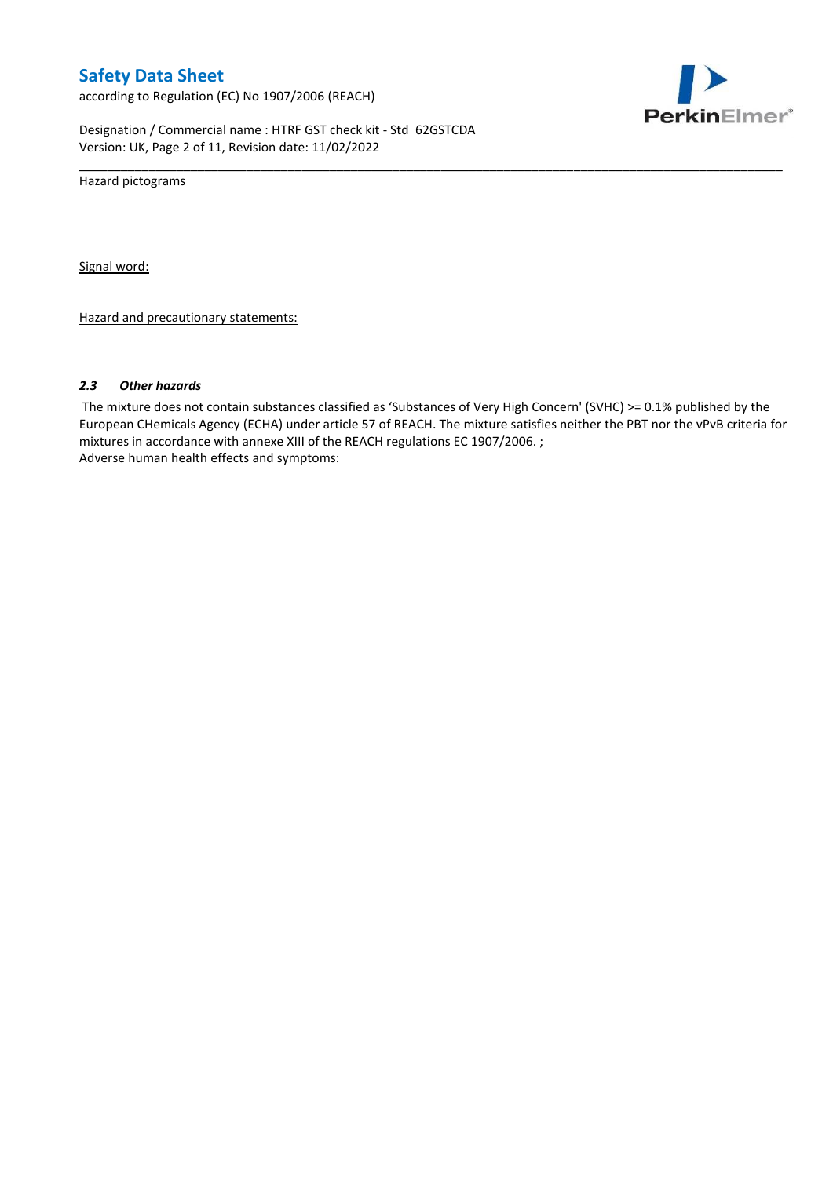Hazard pictograms

Signal word:

Hazard and precautionary statements:

### *2.3 Other hazards*

The mixture does not contain substances classified as 'Substances of Very High Concern' (SVHC) >= 0.1% published by the European CHemicals Agency (ECHA) under article 57 of REACH. The mixture satisfies neither the PBT nor the vPvB criteria for mixtures in accordance with annexe XIII of the REACH regulations EC 1907/2006. ;
Adverse human health effects and symptoms: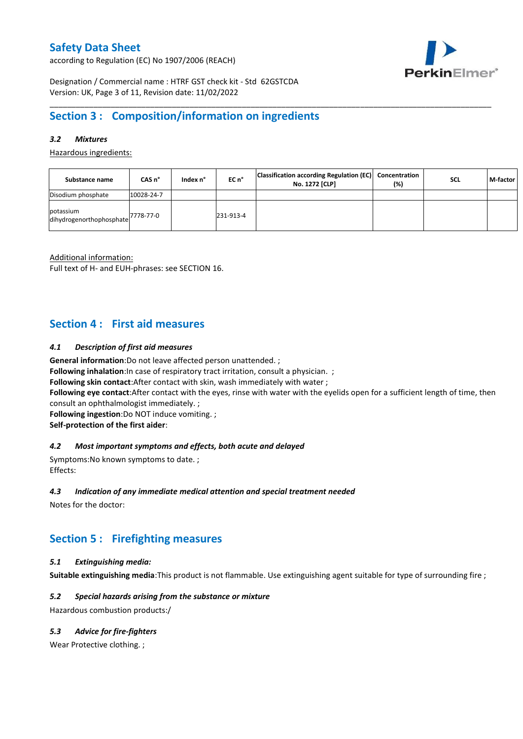# Safety Data Sheet

according to Regulation (EC) No 1907/2006 (REACH)

Designation / Commercial name : HTRF GST check kit - Std 62GSTCDA
Version: UK, Page 3 of 11, Revision date: 11/02/2022

## Section 3 : Composition/information on ingredients

### *3.2 Mixtures*

Hazardous ingredients:

| Substance name | CAS n° | Index n° | EC n° | Classification according Regulation (EC) No. 1272 [CLP] | Concentration (%) | SCL | M-factor |
|---|---|---|---|---|---|---|---|
| Disodium phosphate | 10028-24-7 | | | | | | |
| potassium dihydrogenorthophosphate | 7778-77-0 | | 231-913-4 | | | | |

Additional information:
Full text of H- and EUH-phrases: see SECTION 16.

## Section 4 : First aid measures

### *4.1 Description of first aid measures*

**General information**:Do not leave affected person unattended. ;
**Following inhalation**:In case of respiratory tract irritation, consult a physician. ;
**Following skin contact**:After contact with skin, wash immediately with water ;
**Following eye contact**:After contact with the eyes, rinse with water with the eyelids open for a sufficient length of time, then consult an ophthalmologist immediately. ;
**Following ingestion**:Do NOT induce vomiting. ;
**Self-protection of the first aider**:

### *4.2 Most important symptoms and effects, both acute and delayed*

Symptoms:No known symptoms to date. ;
Effects:

### *4.3 Indication of any immediate medical attention and special treatment needed*

Notes for the doctor:

## Section 5 : Firefighting measures

### *5.1 Extinguishing media:*

**Suitable extinguishing media**:This product is not flammable. Use extinguishing agent suitable for type of surrounding fire ;

### *5.2 Special hazards arising from the substance or mixture*

Hazardous combustion products:/

### *5.3 Advice for fire-fighters*

Wear Protective clothing. ;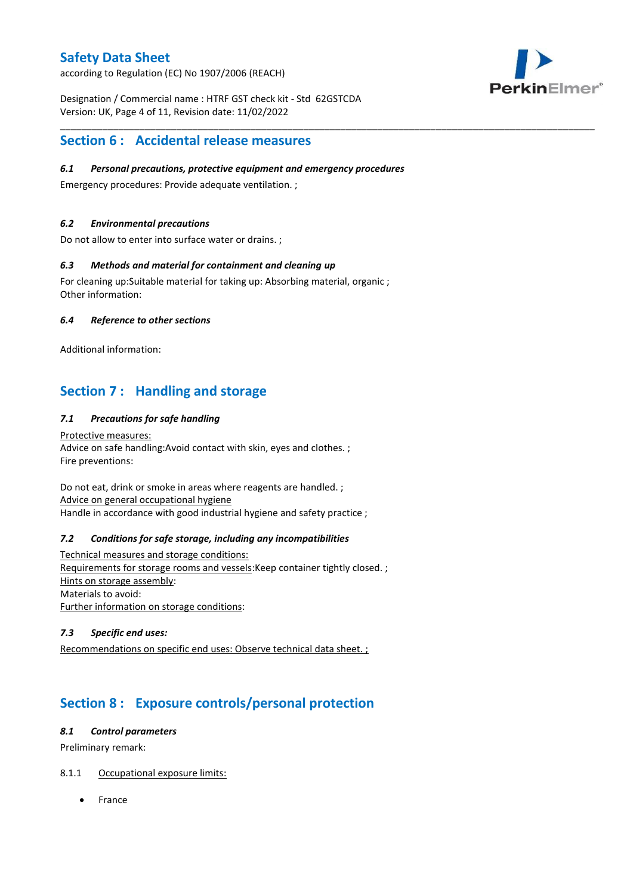## Section 6 : Accidental release measures

### *6.1 Personal precautions, protective equipment and emergency procedures*

Emergency procedures: Provide adequate ventilation. ;

### *6.2 Environmental precautions*

Do not allow to enter into surface water or drains. ;

### *6.3 Methods and material for containment and cleaning up*

For cleaning up:Suitable material for taking up: Absorbing material, organic ;
Other information:

### *6.4 Reference to other sections*

Additional information:

## Section 7 : Handling and storage

### *7.1 Precautions for safe handling*

Protective measures:
Advice on safe handling:Avoid contact with skin, eyes and clothes. ;
Fire preventions:

Do not eat, drink or smoke in areas where reagents are handled. ;
Advice on general occupational hygiene
Handle in accordance with good industrial hygiene and safety practice ;

### *7.2 Conditions for safe storage, including any incompatibilities*

Technical measures and storage conditions:
Requirements for storage rooms and vessels:Keep container tightly closed. ;
Hints on storage assembly:
Materials to avoid:
Further information on storage conditions:

### *7.3 Specific end uses:*

Recommendations on specific end uses: Observe technical data sheet. ;

## Section 8 : Exposure controls/personal protection

### *8.1 Control parameters*

Preliminary remark:

8.1.1 Occupational exposure limits:

- France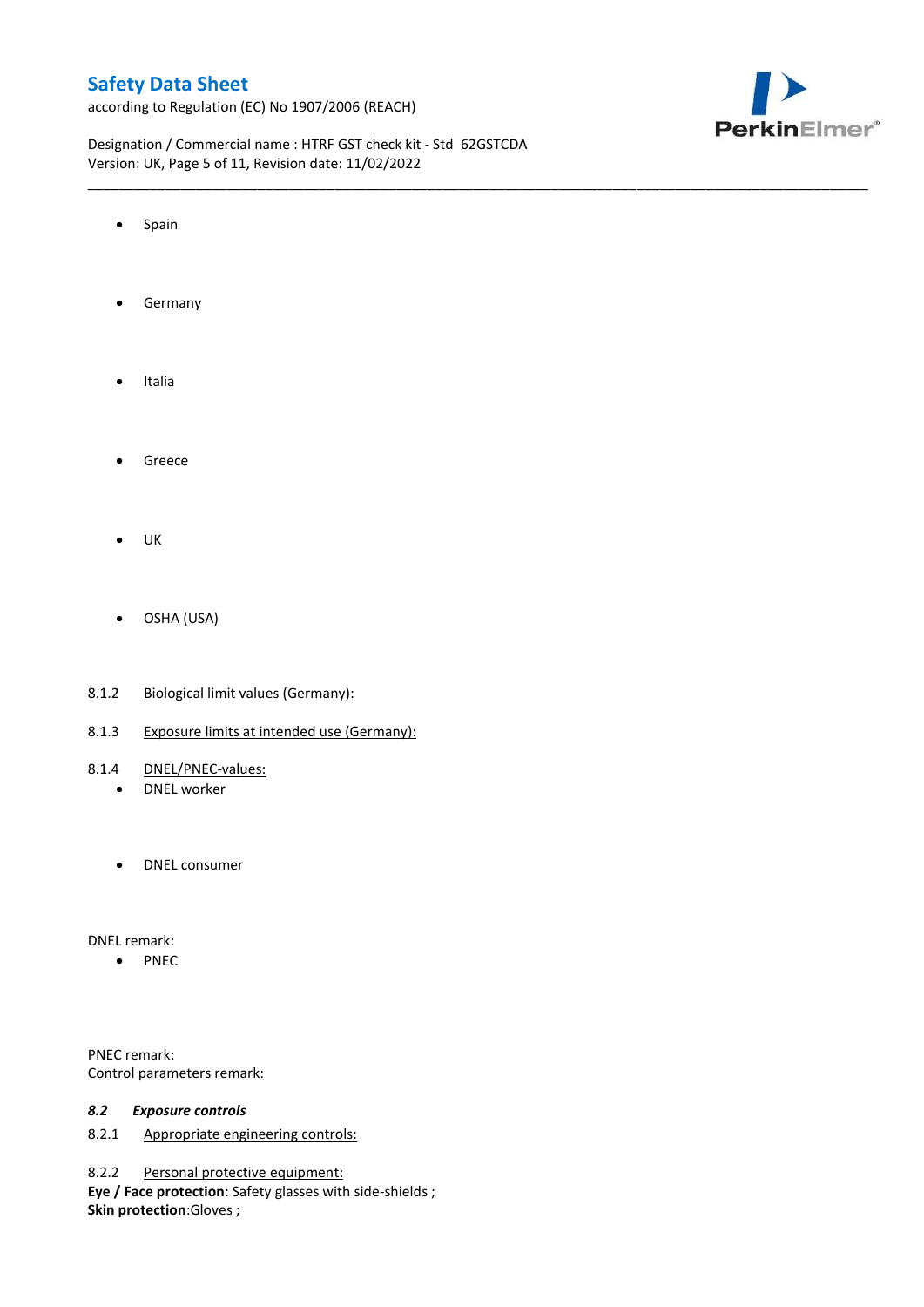- Spain

- Germany

- Italia

- Greece

- UK

- OSHA (USA)

8.1.2 Biological limit values (Germany):

8.1.3 Exposure limits at intended use (Germany):

8.1.4 DNEL/PNEC-values:

- DNEL worker

- DNEL consumer

DNEL remark:

- PNEC

PNEC remark:
Control parameters remark:

### *8.2 Exposure controls*

8.2.1 Appropriate engineering controls:

8.2.2 Personal protective equipment:
**Eye / Face protection**: Safety glasses with side-shields ;
**Skin protection**:Gloves ;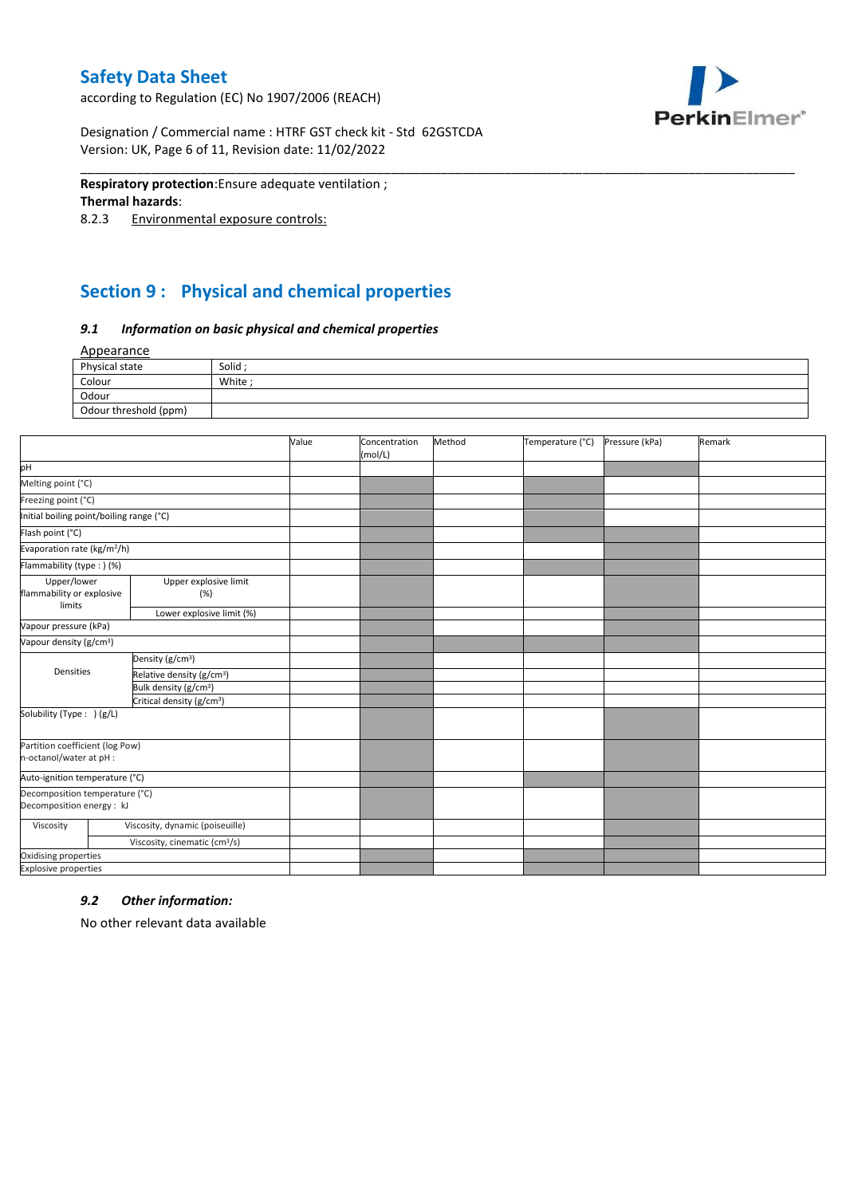**Respiratory protection**:Ensure adequate ventilation ;

**Thermal hazards**:

8.2.3 Environmental exposure controls:

## Section 9 : Physical and chemical properties

### *9.1 Information on basic physical and chemical properties*

Appearance

| Physical state | Solid ; |
|---|---|
| Colour | White ; |
| Odour | |
| Odour threshold (ppm) | |

| | | Value | Concentration (mol/L) | Method | Temperature (°C) | Pressure (kPa) | Remark |
|---|---|---|---|---|---|---|---|
| pH | | | | | | | |
| Melting point (°C) | | | | | | | |
| Freezing point (°C) | | | | | | | |
| Initial boiling point/boiling range (°C) | | | | | | | |
| Flash point (°C) | | | | | | | |
| Evaporation rate (kg/m²/h) | | | | | | | |
| Flammability (type : ) (%) | | | | | | | |
| Upper/lower flammability or explosive limits | Upper explosive limit (%) | | | | | | |
| | Lower explosive limit (%) | | | | | | |
| Vapour pressure (kPa) | | | | | | | |
| Vapour density (g/cm³) | | | | | | | |
| Densities | Density (g/cm³) | | | | | | |
| | Relative density (g/cm³) | | | | | | |
| | Bulk density (g/cm³) | | | | | | |
| | Critical density (g/cm³) | | | | | | |
| Solubility (Type : ) (g/L) | | | | | | | |
| Partition coefficient (log Pow) n-octanol/water at pH : | | | | | | | |
| Auto-ignition temperature (°C) | | | | | | | |
| Decomposition temperature (°C) Decomposition energy : kJ | | | | | | | |
| Viscosity | Viscosity, dynamic (poiseuille) | | | | | | |
| | Viscosity, cinematic (cm³/s) | | | | | | |
| Oxidising properties | | | | | | | |
| Explosive properties | | | | | | | |

### *9.2 Other information:*

No other relevant data available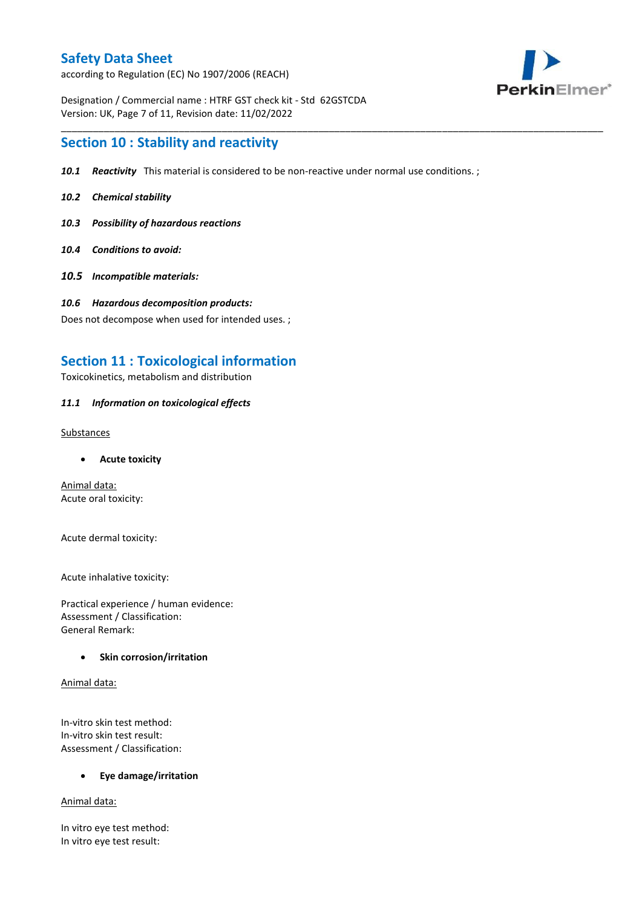## Section 10 : Stability and reactivity

***10.1 Reactivity*** This material is considered to be non-reactive under normal use conditions. ;

***10.2 Chemical stability***

***10.3 Possibility of hazardous reactions***

***10.4 Conditions to avoid:***

***10.5 Incompatible materials:***

***10.6 Hazardous decomposition products:***

Does not decompose when used for intended uses. ;

## Section 11 : Toxicological information

Toxicokinetics, metabolism and distribution

***11.1 Information on toxicological effects***

Substances

- **Acute toxicity**

Animal data:
Acute oral toxicity:

Acute dermal toxicity:

Acute inhalative toxicity:

Practical experience / human evidence:
Assessment / Classification:
General Remark:

- **Skin corrosion/irritation**

Animal data:

In-vitro skin test method:
In-vitro skin test result:
Assessment / Classification:

- **Eye damage/irritation**

Animal data:

In vitro eye test method:
In vitro eye test result: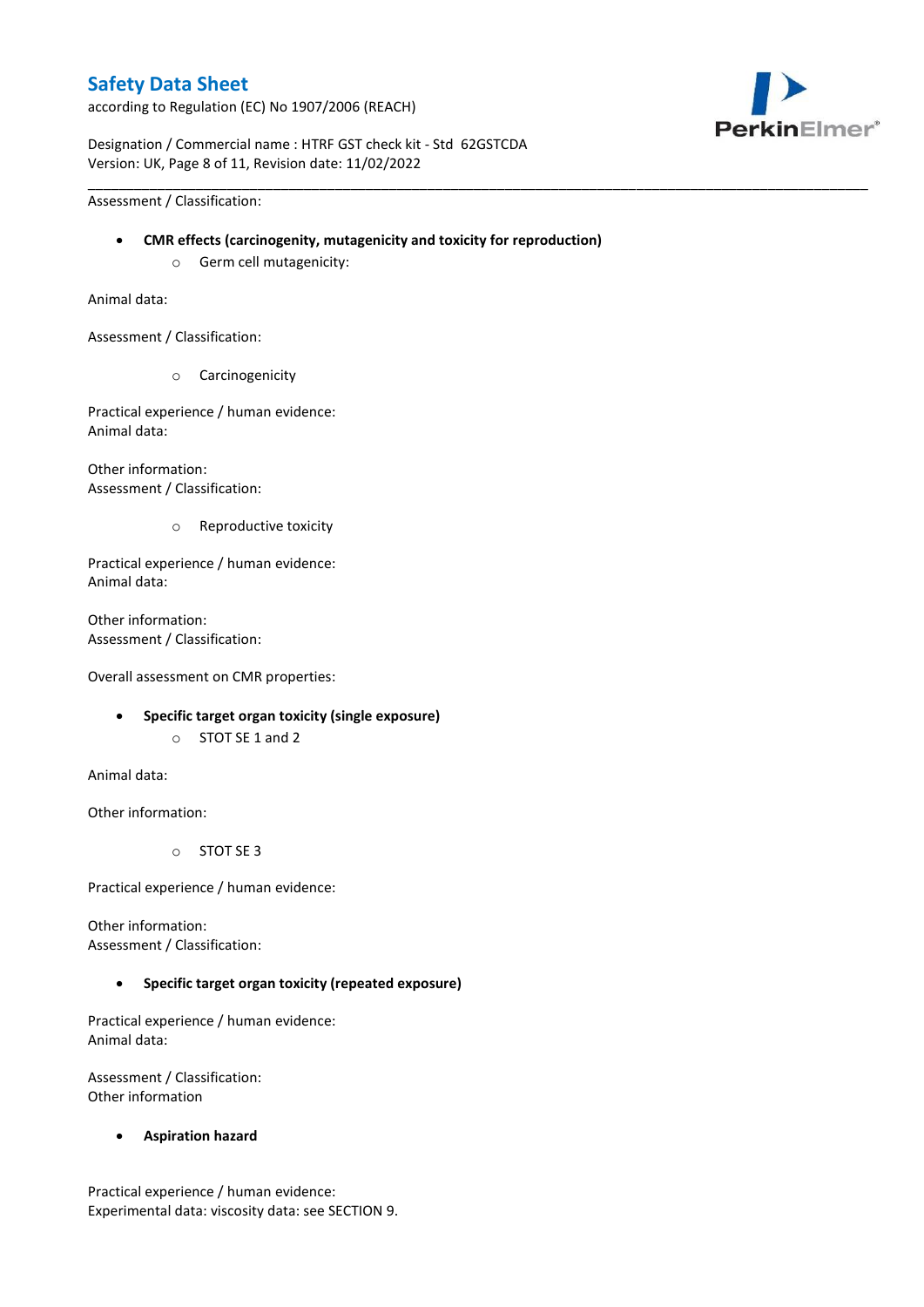Assessment / Classification:

- **CMR effects (carcinogenity, mutagenicity and toxicity for reproduction)**
    - Germ cell mutagenicity:

Animal data:

Assessment / Classification:

- Carcinogenicity

Practical experience / human evidence:
Animal data:

Other information:
Assessment / Classification:

- Reproductive toxicity

Practical experience / human evidence:
Animal data:

Other information:
Assessment / Classification:

Overall assessment on CMR properties:

- **Specific target organ toxicity (single exposure)**
    - STOT SE 1 and 2

Animal data:

Other information:

- STOT SE 3

Practical experience / human evidence:

Other information:
Assessment / Classification:

- **Specific target organ toxicity (repeated exposure)**

Practical experience / human evidence:
Animal data:

Assessment / Classification:
Other information

- **Aspiration hazard**

Practical experience / human evidence:
Experimental data: viscosity data: see SECTION 9.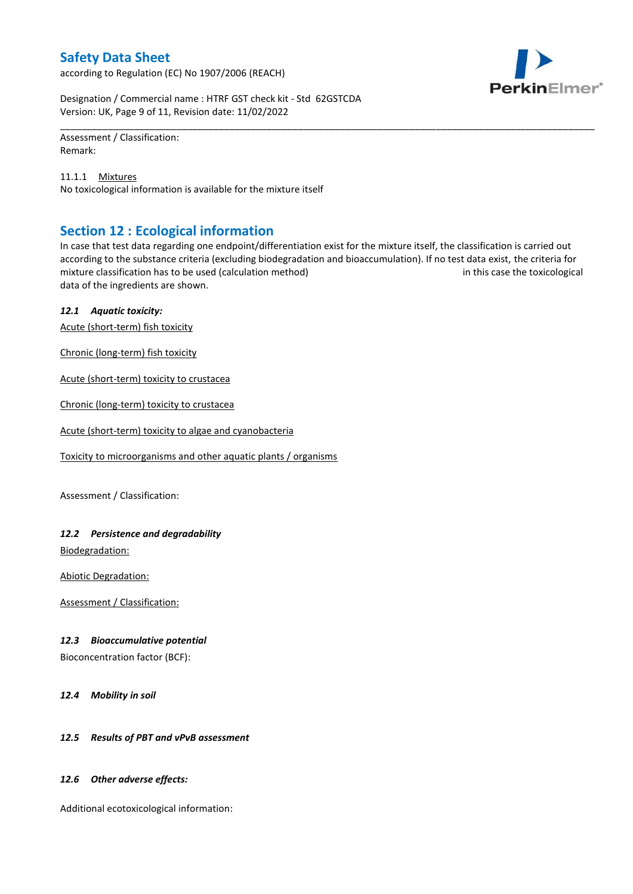Assessment / Classification:
Remark:

11.1.1 Mixtures
No toxicological information is available for the mixture itself

## Section 12 : Ecological information

In case that test data regarding one endpoint/differentiation exist for the mixture itself, the classification is carried out according to the substance criteria (excluding biodegradation and bioaccumulation). If no test data exist, the criteria for mixture classification has to be used (calculation method) in this case the toxicological data of the ingredients are shown.

### *12.1 Aquatic toxicity:*

Acute (short-term) fish toxicity

Chronic (long-term) fish toxicity

Acute (short-term) toxicity to crustacea

Chronic (long-term) toxicity to crustacea

Acute (short-term) toxicity to algae and cyanobacteria

Toxicity to microorganisms and other aquatic plants / organisms

Assessment / Classification:

### *12.2 Persistence and degradability*

Biodegradation:

Abiotic Degradation:

Assessment / Classification:

### *12.3 Bioaccumulative potential*

Bioconcentration factor (BCF):

### *12.4 Mobility in soil*

### *12.5 Results of PBT and vPvB assessment*

### *12.6 Other adverse effects:*

Additional ecotoxicological information: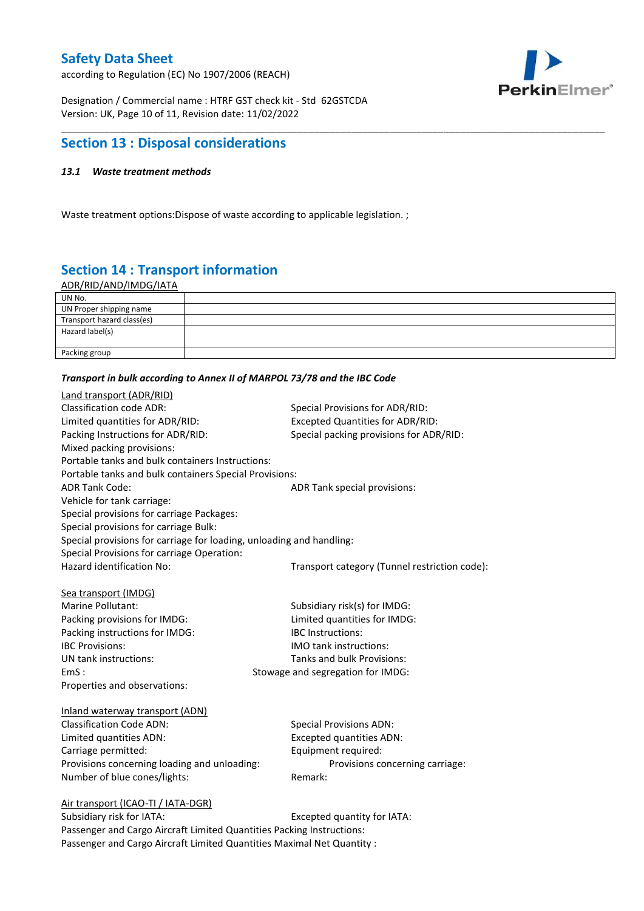## Section 13 : Disposal considerations

### *13.1 Waste treatment methods*

Waste treatment options:Dispose of waste according to applicable legislation. ;

## Section 14 : Transport information

ADR/RID/AND/IMDG/IATA

| | |
|---|---|
| UN No. | |
| UN Proper shipping name | |
| Transport hazard class(es) | |
| Hazard label(s) | |
| Packing group | |

***Transport in bulk according to Annex II of MARPOL 73/78 and the IBC Code***

Land transport (ADR/RID)

Classification code ADR:
Special Provisions for ADR/RID:
Limited quantities for ADR/RID:
Excepted Quantities for ADR/RID:
Packing Instructions for ADR/RID:
Special packing provisions for ADR/RID:
Mixed packing provisions:
Portable tanks and bulk containers Instructions:
Portable tanks and bulk containers Special Provisions:
ADR Tank Code:
ADR Tank special provisions:
Vehicle for tank carriage:
Special provisions for carriage Packages:
Special provisions for carriage Bulk:
Special provisions for carriage for loading, unloading and handling:
Special Provisions for carriage Operation:
Hazard identification No:
Transport category (Tunnel restriction code):

Sea transport (IMDG)

Marine Pollutant:
Subsidiary risk(s) for IMDG:
Packing provisions for IMDG:
Limited quantities for IMDG:
Packing instructions for IMDG:
IBC Instructions:
IBC Provisions:
IMO tank instructions:
UN tank instructions:
Tanks and bulk Provisions:
EmS :
Stowage and segregation for IMDG:
Properties and observations:

Inland waterway transport (ADN)

Classification Code ADN:
Special Provisions ADN:
Limited quantities ADN:
Excepted quantities ADN:
Carriage permitted:
Equipment required:
Provisions concerning loading and unloading:
Provisions concerning carriage:
Number of blue cones/lights:
Remark:

Air transport (ICAO-TI / IATA-DGR)

Subsidiary risk for IATA:
Excepted quantity for IATA:
Passenger and Cargo Aircraft Limited Quantities Packing Instructions:
Passenger and Cargo Aircraft Limited Quantities Maximal Net Quantity :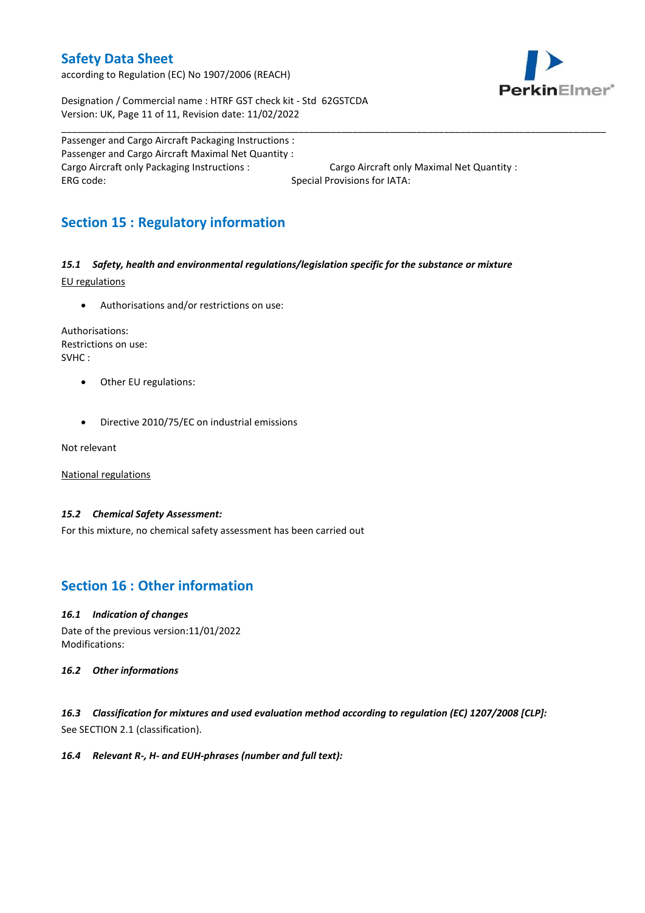Passenger and Cargo Aircraft Packaging Instructions :
Passenger and Cargo Aircraft Maximal Net Quantity :
Cargo Aircraft only Packaging Instructions : Cargo Aircraft only Maximal Net Quantity :
ERG code: Special Provisions for IATA:

## Section 15 : Regulatory information

### *15.1 Safety, health and environmental regulations/legislation specific for the substance or mixture*

EU regulations

- Authorisations and/or restrictions on use:

Authorisations:
Restrictions on use:
SVHC :

- Other EU regulations:

- Directive 2010/75/EC on industrial emissions

Not relevant

National regulations

### *15.2 Chemical Safety Assessment:*

For this mixture, no chemical safety assessment has been carried out

## Section 16 : Other information

### *16.1 Indication of changes*

Date of the previous version:11/01/2022
Modifications:

### *16.2 Other informations*

### *16.3 Classification for mixtures and used evaluation method according to regulation (EC) 1207/2008 [CLP]:*

See SECTION 2.1 (classification).

### *16.4 Relevant R-, H- and EUH-phrases (number and full text):*